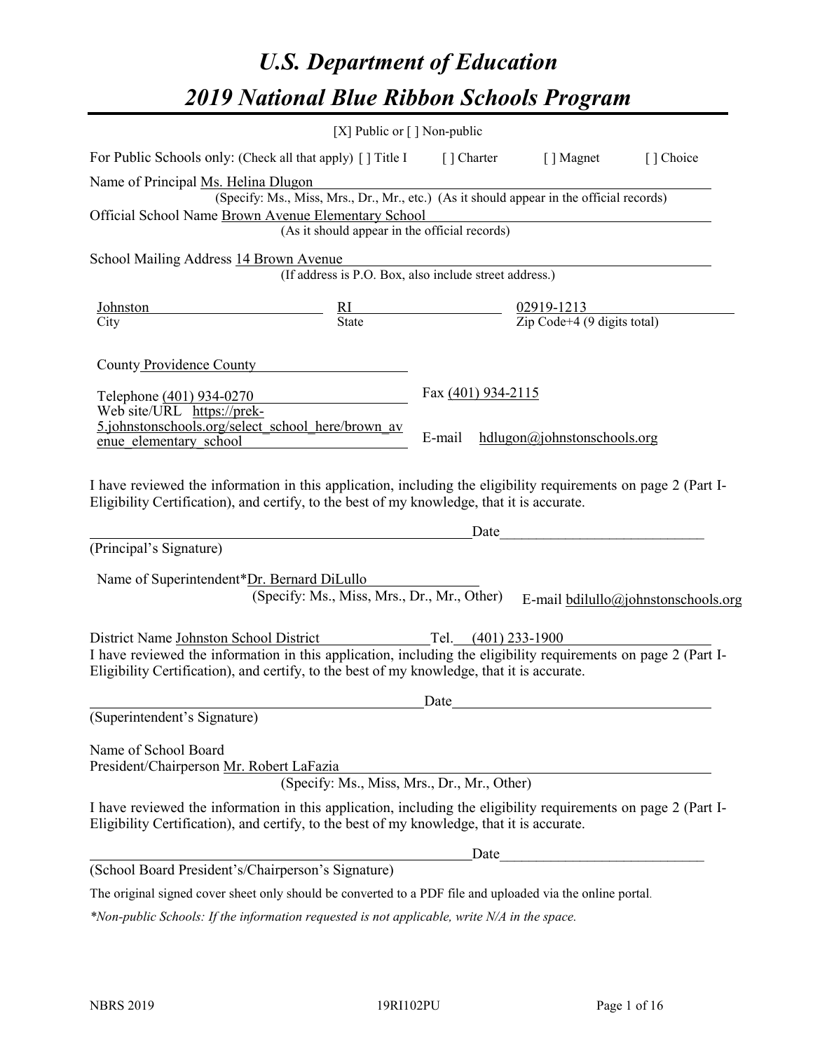# U.S. Department of Education

# 2019 National Blue Ribbon Schools Program

[X] Public or [ ] Non-public

For Public Schools only: (Check all that apply) [ ] Title I [ ] Charter [ ] Magnet [ ] Choice

Name of Principal Ms. Helina Dlugon
(Specify: Ms., Miss, Mrs., Dr., Mr., etc.) (As it should appear in the official records)

Official School Name Brown Avenue Elementary School
(As it should appear in the official records)

School Mailing Address 14 Brown Avenue
(If address is P.O. Box, also include street address.)

| Johnston | RI | 02919-1213 |
|---|---|---|
| City | State | Zip Code+4 (9 digits total) |

County Providence County

Telephone (401) 934-0270

Fax (401) 934-2115

Web site/URL https://prek-5.johnstonschools.org/select_school_here/brown_avenue_elementary_school

E-mail hdlugon@johnstonschools.org

I have reviewed the information in this application, including the eligibility requirements on page 2 (Part I-Eligibility Certification), and certify, to the best of my knowledge, that it is accurate.

_______________________________ Date_______________
(Principal's Signature)

Name of Superintendent*Dr. Bernard DiLullo
(Specify: Ms., Miss, Mrs., Dr., Mr., Other)

E-mail bdilullo@johnstonschools.org

District Name Johnston School District Tel. (401) 233-1900

I have reviewed the information in this application, including the eligibility requirements on page 2 (Part I-Eligibility Certification), and certify, to the best of my knowledge, that it is accurate.

_______________________________ Date_______________
(Superintendent's Signature)

Name of School Board
President/Chairperson Mr. Robert LaFazia
(Specify: Ms., Miss, Mrs., Dr., Mr., Other)

I have reviewed the information in this application, including the eligibility requirements on page 2 (Part I-Eligibility Certification), and certify, to the best of my knowledge, that it is accurate.

_______________________________ Date_______________
(School Board President's/Chairperson's Signature)

The original signed cover sheet only should be converted to a PDF file and uploaded via the online portal.

*\*Non-public Schools: If the information requested is not applicable, write N/A in the space.*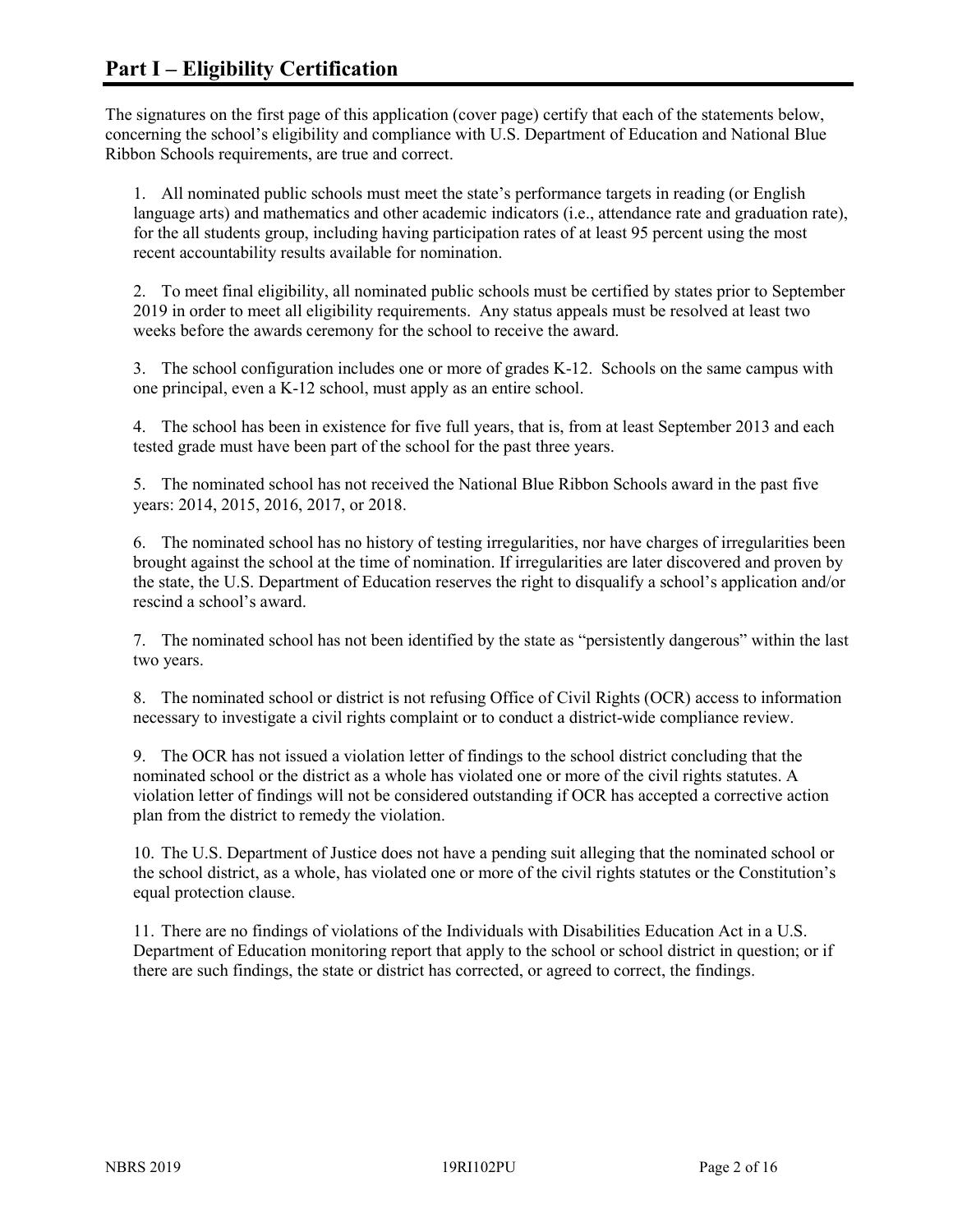# Part I – Eligibility Certification

The signatures on the first page of this application (cover page) certify that each of the statements below, concerning the school's eligibility and compliance with U.S. Department of Education and National Blue Ribbon Schools requirements, are true and correct.

1. All nominated public schools must meet the state's performance targets in reading (or English language arts) and mathematics and other academic indicators (i.e., attendance rate and graduation rate), for the all students group, including having participation rates of at least 95 percent using the most recent accountability results available for nomination.

2. To meet final eligibility, all nominated public schools must be certified by states prior to September 2019 in order to meet all eligibility requirements. Any status appeals must be resolved at least two weeks before the awards ceremony for the school to receive the award.

3. The school configuration includes one or more of grades K-12. Schools on the same campus with one principal, even a K-12 school, must apply as an entire school.

4. The school has been in existence for five full years, that is, from at least September 2013 and each tested grade must have been part of the school for the past three years.

5. The nominated school has not received the National Blue Ribbon Schools award in the past five years: 2014, 2015, 2016, 2017, or 2018.

6. The nominated school has no history of testing irregularities, nor have charges of irregularities been brought against the school at the time of nomination. If irregularities are later discovered and proven by the state, the U.S. Department of Education reserves the right to disqualify a school's application and/or rescind a school's award.

7. The nominated school has not been identified by the state as "persistently dangerous" within the last two years.

8. The nominated school or district is not refusing Office of Civil Rights (OCR) access to information necessary to investigate a civil rights complaint or to conduct a district-wide compliance review.

9. The OCR has not issued a violation letter of findings to the school district concluding that the nominated school or the district as a whole has violated one or more of the civil rights statutes. A violation letter of findings will not be considered outstanding if OCR has accepted a corrective action plan from the district to remedy the violation.

10. The U.S. Department of Justice does not have a pending suit alleging that the nominated school or the school district, as a whole, has violated one or more of the civil rights statutes or the Constitution's equal protection clause.

11. There are no findings of violations of the Individuals with Disabilities Education Act in a U.S. Department of Education monitoring report that apply to the school or school district in question; or if there are such findings, the state or district has corrected, or agreed to correct, the findings.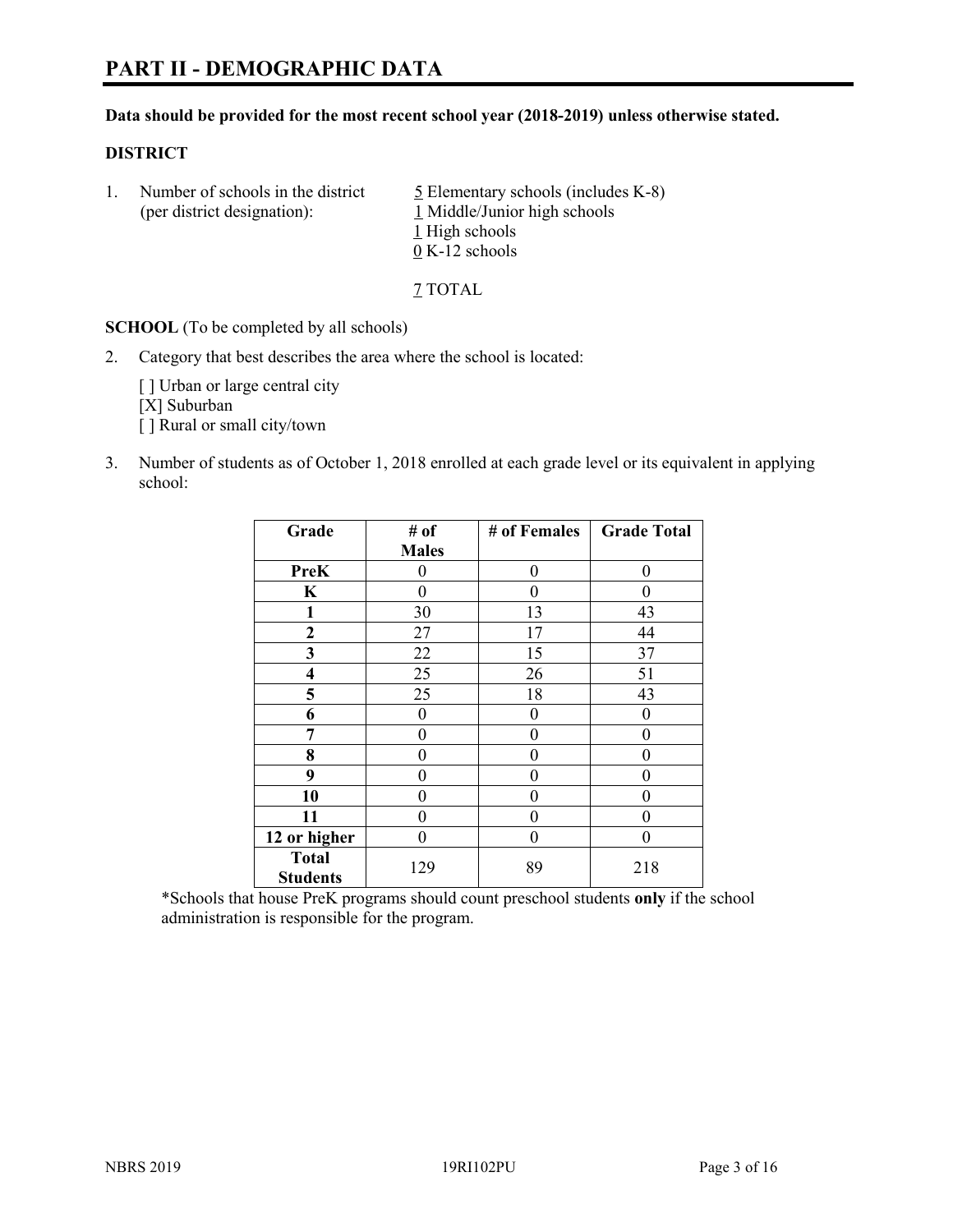# PART II - DEMOGRAPHIC DATA

**Data should be provided for the most recent school year (2018-2019) unless otherwise stated.**

**DISTRICT**

1. Number of schools in the district (per district designation):
   - 5 Elementary schools (includes K-8)
   - 1 Middle/Junior high schools
   - 1 High schools
   - 0 K-12 schools

   7 TOTAL

**SCHOOL** (To be completed by all schools)

2. Category that best describes the area where the school is located:

   [ ] Urban or large central city
   [X] Suburban
   [ ] Rural or small city/town

3. Number of students as of October 1, 2018 enrolled at each grade level or its equivalent in applying school:

| Grade | # of Males | # of Females | Grade Total |
|---|---|---|---|
| **PreK** | 0 | 0 | 0 |
| **K** | 0 | 0 | 0 |
| **1** | 30 | 13 | 43 |
| **2** | 27 | 17 | 44 |
| **3** | 22 | 15 | 37 |
| **4** | 25 | 26 | 51 |
| **5** | 25 | 18 | 43 |
| **6** | 0 | 0 | 0 |
| **7** | 0 | 0 | 0 |
| **8** | 0 | 0 | 0 |
| **9** | 0 | 0 | 0 |
| **10** | 0 | 0 | 0 |
| **11** | 0 | 0 | 0 |
| **12 or higher** | 0 | 0 | 0 |
| **Total Students** | 129 | 89 | 218 |

*Schools that house PreK programs should count preschool students **only** if the school administration is responsible for the program.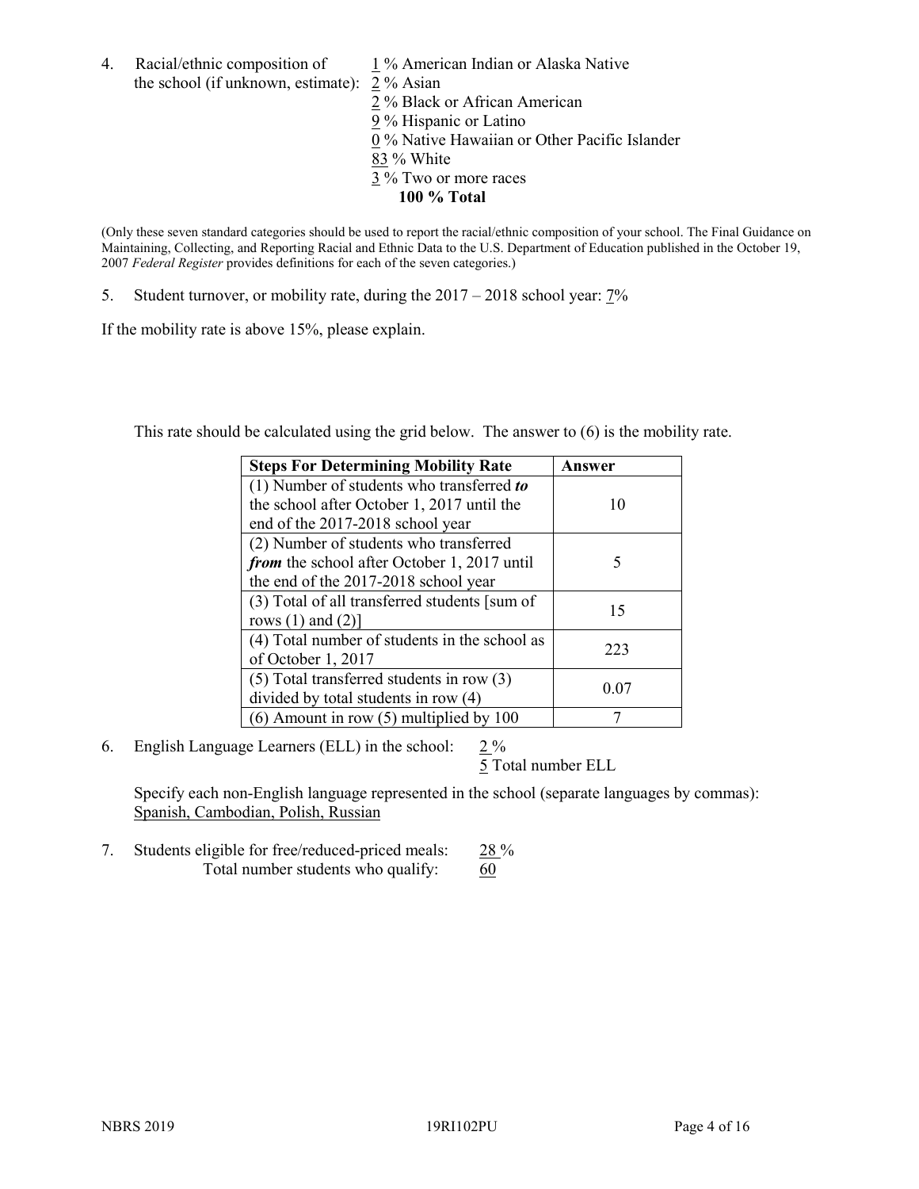4. Racial/ethnic composition of the school (if unknown, estimate):
   1 % American Indian or Alaska Native
   2 % Asian
   2 % Black or African American
   9 % Hispanic or Latino
   0 % Native Hawaiian or Other Pacific Islander
   83 % White
   3 % Two or more races
   **100 % Total**

(Only these seven standard categories should be used to report the racial/ethnic composition of your school. The Final Guidance on Maintaining, Collecting, and Reporting Racial and Ethnic Data to the U.S. Department of Education published in the October 19, 2007 *Federal Register* provides definitions for each of the seven categories.)

5. Student turnover, or mobility rate, during the 2017 – 2018 school year: 7%

If the mobility rate is above 15%, please explain.

This rate should be calculated using the grid below. The answer to (6) is the mobility rate.

| Steps For Determining Mobility Rate | Answer |
|---|---|
| (1) Number of students who transferred ***to*** the school after October 1, 2017 until the end of the 2017-2018 school year | 10 |
| (2) Number of students who transferred ***from*** the school after October 1, 2017 until the end of the 2017-2018 school year | 5 |
| (3) Total of all transferred students [sum of rows (1) and (2)] | 15 |
| (4) Total number of students in the school as of October 1, 2017 | 223 |
| (5) Total transferred students in row (3) divided by total students in row (4) | 0.07 |
| (6) Amount in row (5) multiplied by 100 | 7 |

6. English Language Learners (ELL) in the school: 2 %
   5 Total number ELL

   Specify each non-English language represented in the school (separate languages by commas):
   Spanish, Cambodian, Polish, Russian

7. Students eligible for free/reduced-priced meals: 28 %
   Total number students who qualify: 60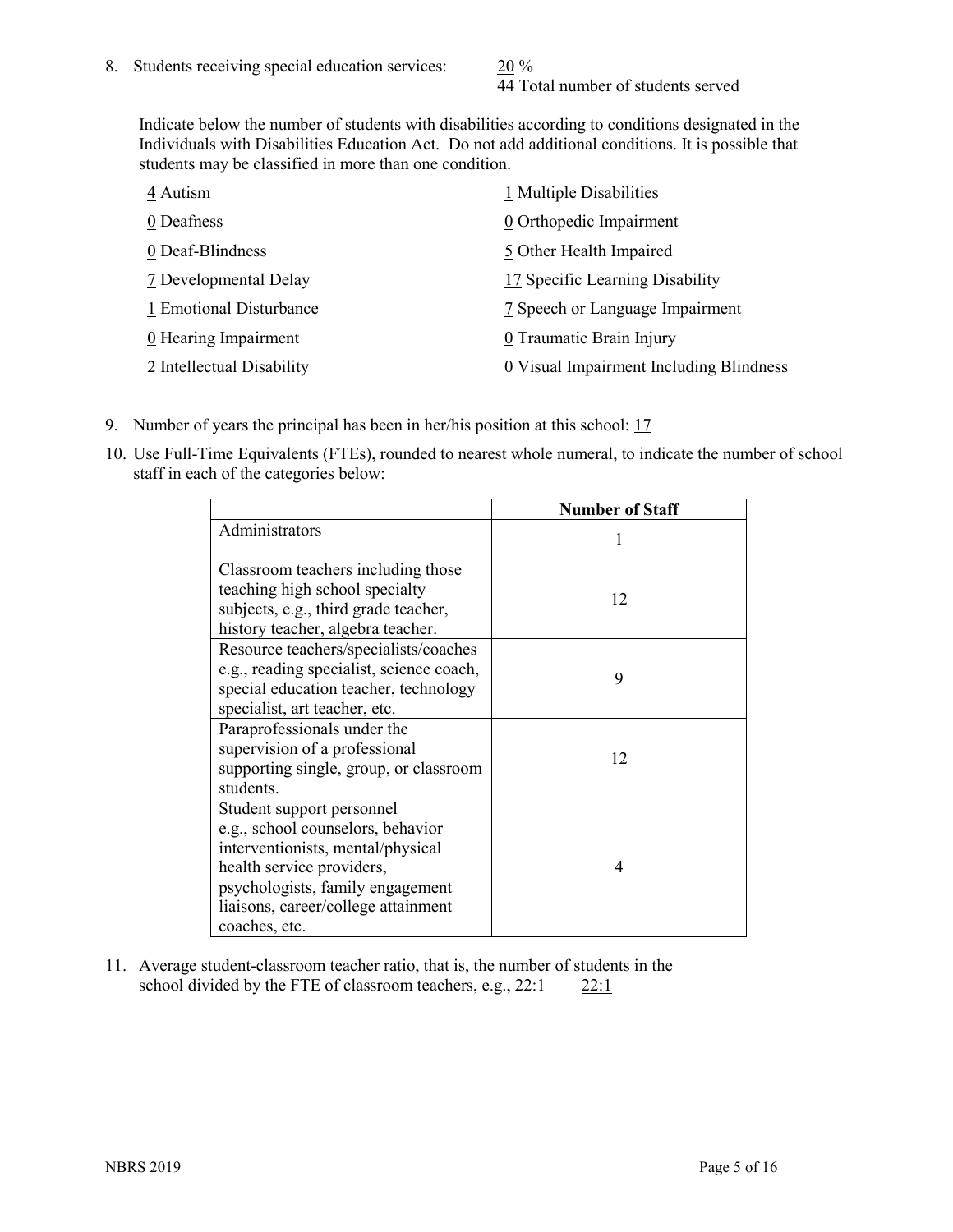8. Students receiving special education services: 20 %
   44 Total number of students served

Indicate below the number of students with disabilities according to conditions designated in the Individuals with Disabilities Education Act. Do not add additional conditions. It is possible that students may be classified in more than one condition.

4 Autism
0 Deafness
0 Deaf-Blindness
7 Developmental Delay
1 Emotional Disturbance
0 Hearing Impairment
2 Intellectual Disability
1 Multiple Disabilities
0 Orthopedic Impairment
5 Other Health Impaired
17 Specific Learning Disability
7 Speech or Language Impairment
0 Traumatic Brain Injury
0 Visual Impairment Including Blindness

9. Number of years the principal has been in her/his position at this school: 17

10. Use Full-Time Equivalents (FTEs), rounded to nearest whole numeral, to indicate the number of school staff in each of the categories below:

| | Number of Staff |
|---|---|
| Administrators | 1 |
| Classroom teachers including those teaching high school specialty subjects, e.g., third grade teacher, history teacher, algebra teacher. | 12 |
| Resource teachers/specialists/coaches e.g., reading specialist, science coach, special education teacher, technology specialist, art teacher, etc. | 9 |
| Paraprofessionals under the supervision of a professional supporting single, group, or classroom students. | 12 |
| Student support personnel e.g., school counselors, behavior interventionists, mental/physical health service providers, psychologists, family engagement liaisons, career/college attainment coaches, etc. | 4 |

11. Average student-classroom teacher ratio, that is, the number of students in the school divided by the FTE of classroom teachers, e.g., 22:1 22:1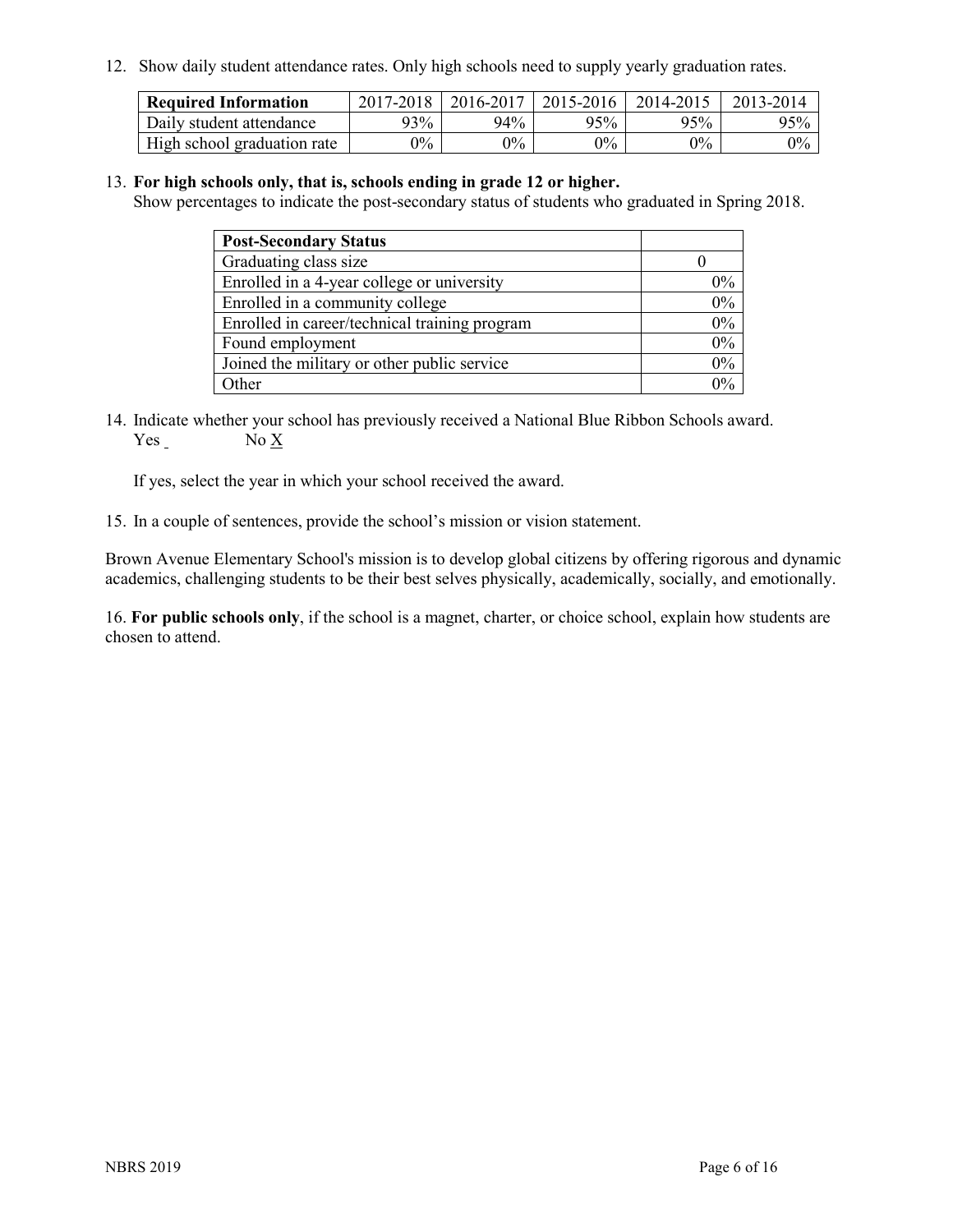12. Show daily student attendance rates. Only high schools need to supply yearly graduation rates.

| Required Information | 2017-2018 | 2016-2017 | 2015-2016 | 2014-2015 | 2013-2014 |
|---|---|---|---|---|---|
| Daily student attendance | 93% | 94% | 95% | 95% | 95% |
| High school graduation rate | 0% | 0% | 0% | 0% | 0% |

13. **For high schools only, that is, schools ending in grade 12 or higher.**
Show percentages to indicate the post-secondary status of students who graduated in Spring 2018.

| Post-Secondary Status | |
|---|---|
| Graduating class size | 0 |
| Enrolled in a 4-year college or university | 0% |
| Enrolled in a community college | 0% |
| Enrolled in career/technical training program | 0% |
| Found employment | 0% |
| Joined the military or other public service | 0% |
| Other | 0% |

14. Indicate whether your school has previously received a National Blue Ribbon Schools award.
Yes _ No X

If yes, select the year in which your school received the award.

15. In a couple of sentences, provide the school's mission or vision statement.

Brown Avenue Elementary School's mission is to develop global citizens by offering rigorous and dynamic academics, challenging students to be their best selves physically, academically, socially, and emotionally.

16. **For public schools only**, if the school is a magnet, charter, or choice school, explain how students are chosen to attend.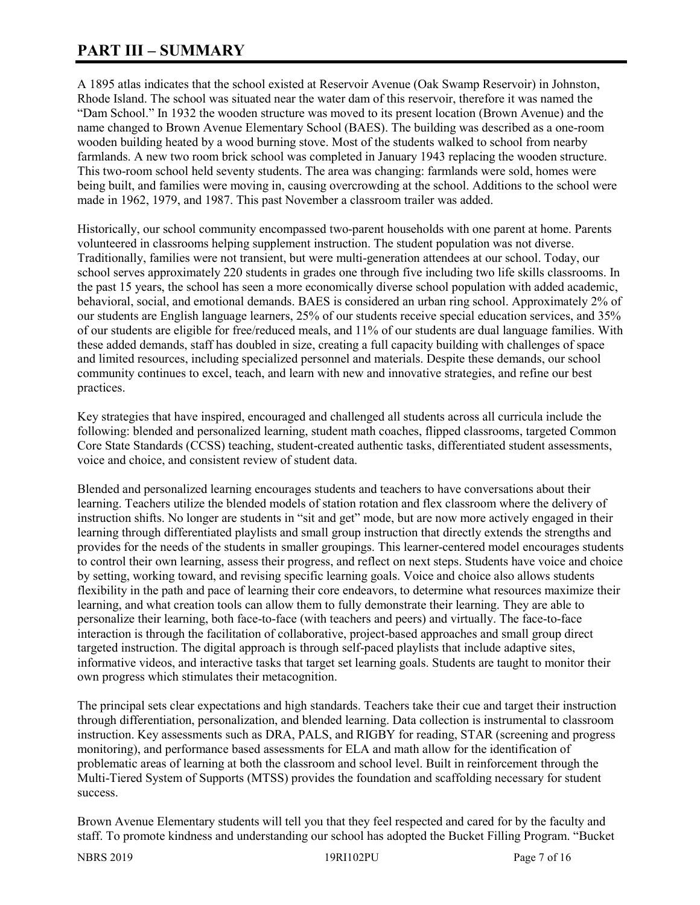# PART III – SUMMARY

A 1895 atlas indicates that the school existed at Reservoir Avenue (Oak Swamp Reservoir) in Johnston, Rhode Island. The school was situated near the water dam of this reservoir, therefore it was named the "Dam School." In 1932 the wooden structure was moved to its present location (Brown Avenue) and the name changed to Brown Avenue Elementary School (BAES). The building was described as a one-room wooden building heated by a wood burning stove. Most of the students walked to school from nearby farmlands. A new two room brick school was completed in January 1943 replacing the wooden structure. This two-room school held seventy students. The area was changing: farmlands were sold, homes were being built, and families were moving in, causing overcrowding at the school. Additions to the school were made in 1962, 1979, and 1987. This past November a classroom trailer was added.

Historically, our school community encompassed two-parent households with one parent at home. Parents volunteered in classrooms helping supplement instruction. The student population was not diverse. Traditionally, families were not transient, but were multi-generation attendees at our school. Today, our school serves approximately 220 students in grades one through five including two life skills classrooms. In the past 15 years, the school has seen a more economically diverse school population with added academic, behavioral, social, and emotional demands. BAES is considered an urban ring school. Approximately 2% of our students are English language learners, 25% of our students receive special education services, and 35% of our students are eligible for free/reduced meals, and 11% of our students are dual language families. With these added demands, staff has doubled in size, creating a full capacity building with challenges of space and limited resources, including specialized personnel and materials. Despite these demands, our school community continues to excel, teach, and learn with new and innovative strategies, and refine our best practices.

Key strategies that have inspired, encouraged and challenged all students across all curricula include the following: blended and personalized learning, student math coaches, flipped classrooms, targeted Common Core State Standards (CCSS) teaching, student-created authentic tasks, differentiated student assessments, voice and choice, and consistent review of student data.

Blended and personalized learning encourages students and teachers to have conversations about their learning. Teachers utilize the blended models of station rotation and flex classroom where the delivery of instruction shifts. No longer are students in "sit and get" mode, but are now more actively engaged in their learning through differentiated playlists and small group instruction that directly extends the strengths and provides for the needs of the students in smaller groupings. This learner-centered model encourages students to control their own learning, assess their progress, and reflect on next steps. Students have voice and choice by setting, working toward, and revising specific learning goals. Voice and choice also allows students flexibility in the path and pace of learning their core endeavors, to determine what resources maximize their learning, and what creation tools can allow them to fully demonstrate their learning. They are able to personalize their learning, both face-to-face (with teachers and peers) and virtually. The face-to-face interaction is through the facilitation of collaborative, project-based approaches and small group direct targeted instruction. The digital approach is through self-paced playlists that include adaptive sites, informative videos, and interactive tasks that target set learning goals. Students are taught to monitor their own progress which stimulates their metacognition.

The principal sets clear expectations and high standards. Teachers take their cue and target their instruction through differentiation, personalization, and blended learning. Data collection is instrumental to classroom instruction. Key assessments such as DRA, PALS, and RIGBY for reading, STAR (screening and progress monitoring), and performance based assessments for ELA and math allow for the identification of problematic areas of learning at both the classroom and school level. Built in reinforcement through the Multi-Tiered System of Supports (MTSS) provides the foundation and scaffolding necessary for student success.

Brown Avenue Elementary students will tell you that they feel respected and cared for by the faculty and staff. To promote kindness and understanding our school has adopted the Bucket Filling Program. "Bucket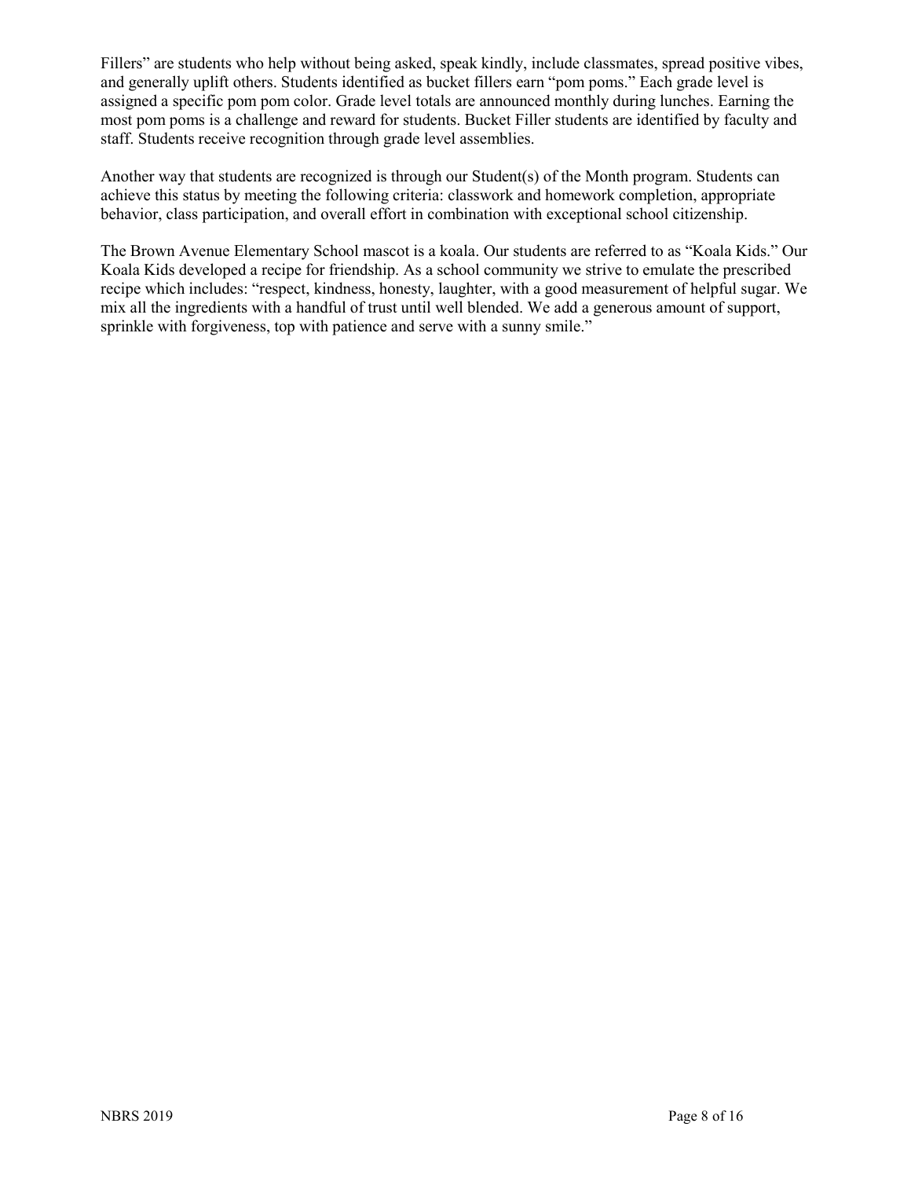Fillers" are students who help without being asked, speak kindly, include classmates, spread positive vibes, and generally uplift others. Students identified as bucket fillers earn "pom poms." Each grade level is assigned a specific pom pom color. Grade level totals are announced monthly during lunches. Earning the most pom poms is a challenge and reward for students. Bucket Filler students are identified by faculty and staff. Students receive recognition through grade level assemblies.

Another way that students are recognized is through our Student(s) of the Month program. Students can achieve this status by meeting the following criteria: classwork and homework completion, appropriate behavior, class participation, and overall effort in combination with exceptional school citizenship.

The Brown Avenue Elementary School mascot is a koala. Our students are referred to as "Koala Kids." Our Koala Kids developed a recipe for friendship. As a school community we strive to emulate the prescribed recipe which includes: "respect, kindness, honesty, laughter, with a good measurement of helpful sugar. We mix all the ingredients with a handful of trust until well blended. We add a generous amount of support, sprinkle with forgiveness, top with patience and serve with a sunny smile."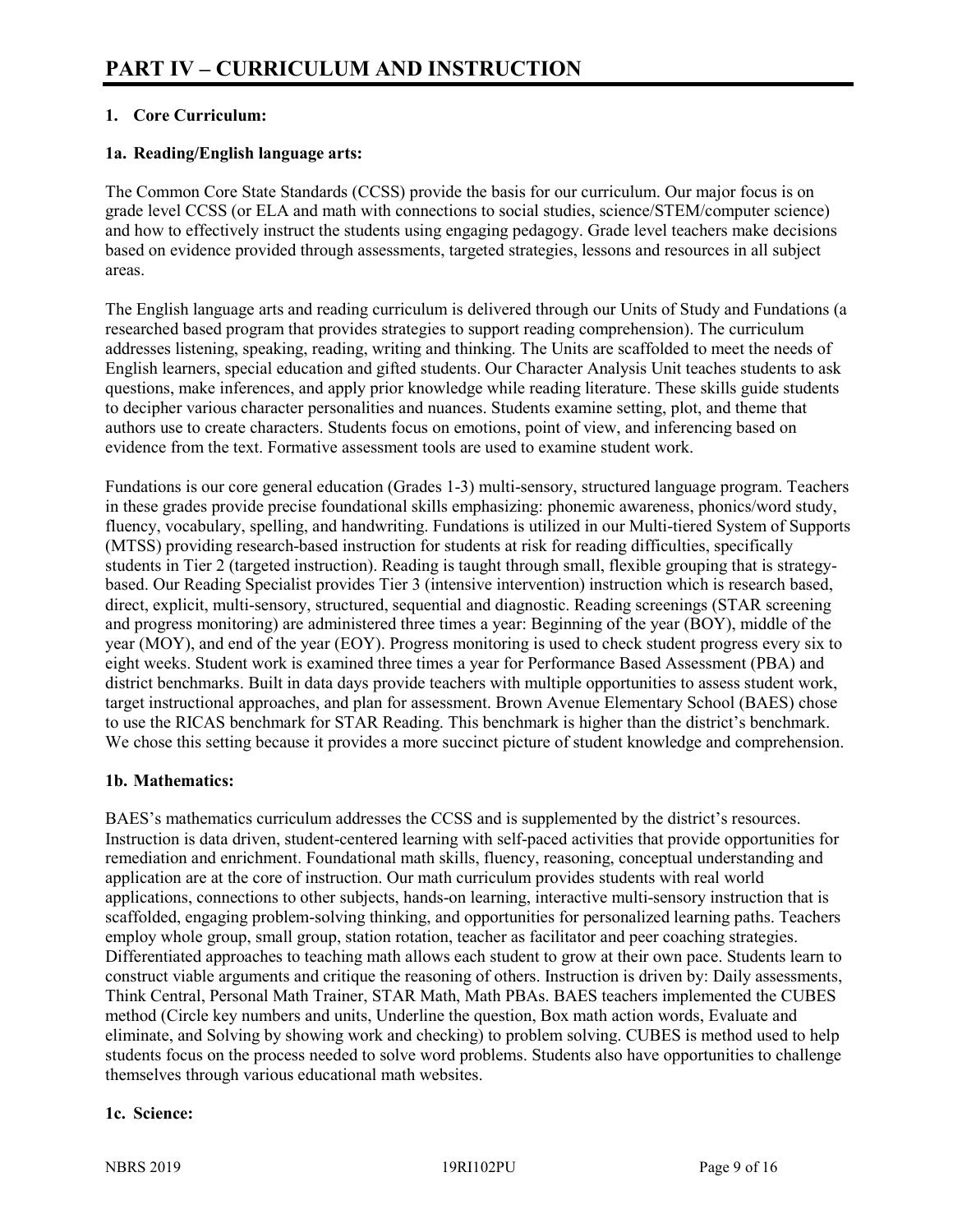# PART IV – CURRICULUM AND INSTRUCTION

## 1. Core Curriculum:

### 1a. Reading/English language arts:

The Common Core State Standards (CCSS) provide the basis for our curriculum. Our major focus is on grade level CCSS (or ELA and math with connections to social studies, science/STEM/computer science) and how to effectively instruct the students using engaging pedagogy. Grade level teachers make decisions based on evidence provided through assessments, targeted strategies, lessons and resources in all subject areas.

The English language arts and reading curriculum is delivered through our Units of Study and Fundations (a researched based program that provides strategies to support reading comprehension). The curriculum addresses listening, speaking, reading, writing and thinking. The Units are scaffolded to meet the needs of English learners, special education and gifted students. Our Character Analysis Unit teaches students to ask questions, make inferences, and apply prior knowledge while reading literature. These skills guide students to decipher various character personalities and nuances. Students examine setting, plot, and theme that authors use to create characters. Students focus on emotions, point of view, and inferencing based on evidence from the text. Formative assessment tools are used to examine student work.

Fundations is our core general education (Grades 1-3) multi-sensory, structured language program. Teachers in these grades provide precise foundational skills emphasizing: phonemic awareness, phonics/word study, fluency, vocabulary, spelling, and handwriting. Fundations is utilized in our Multi-tiered System of Supports (MTSS) providing research-based instruction for students at risk for reading difficulties, specifically students in Tier 2 (targeted instruction). Reading is taught through small, flexible grouping that is strategy-based. Our Reading Specialist provides Tier 3 (intensive intervention) instruction which is research based, direct, explicit, multi-sensory, structured, sequential and diagnostic. Reading screenings (STAR screening and progress monitoring) are administered three times a year: Beginning of the year (BOY), middle of the year (MOY), and end of the year (EOY). Progress monitoring is used to check student progress every six to eight weeks. Student work is examined three times a year for Performance Based Assessment (PBA) and district benchmarks. Built in data days provide teachers with multiple opportunities to assess student work, target instructional approaches, and plan for assessment. Brown Avenue Elementary School (BAES) chose to use the RICAS benchmark for STAR Reading. This benchmark is higher than the district's benchmark. We chose this setting because it provides a more succinct picture of student knowledge and comprehension.

### 1b. Mathematics:

BAES's mathematics curriculum addresses the CCSS and is supplemented by the district's resources. Instruction is data driven, student-centered learning with self-paced activities that provide opportunities for remediation and enrichment. Foundational math skills, fluency, reasoning, conceptual understanding and application are at the core of instruction. Our math curriculum provides students with real world applications, connections to other subjects, hands-on learning, interactive multi-sensory instruction that is scaffolded, engaging problem-solving thinking, and opportunities for personalized learning paths. Teachers employ whole group, small group, station rotation, teacher as facilitator and peer coaching strategies. Differentiated approaches to teaching math allows each student to grow at their own pace. Students learn to construct viable arguments and critique the reasoning of others. Instruction is driven by: Daily assessments, Think Central, Personal Math Trainer, STAR Math, Math PBAs. BAES teachers implemented the CUBES method (Circle key numbers and units, Underline the question, Box math action words, Evaluate and eliminate, and Solving by showing work and checking) to problem solving. CUBES is method used to help students focus on the process needed to solve word problems. Students also have opportunities to challenge themselves through various educational math websites.

### 1c. Science: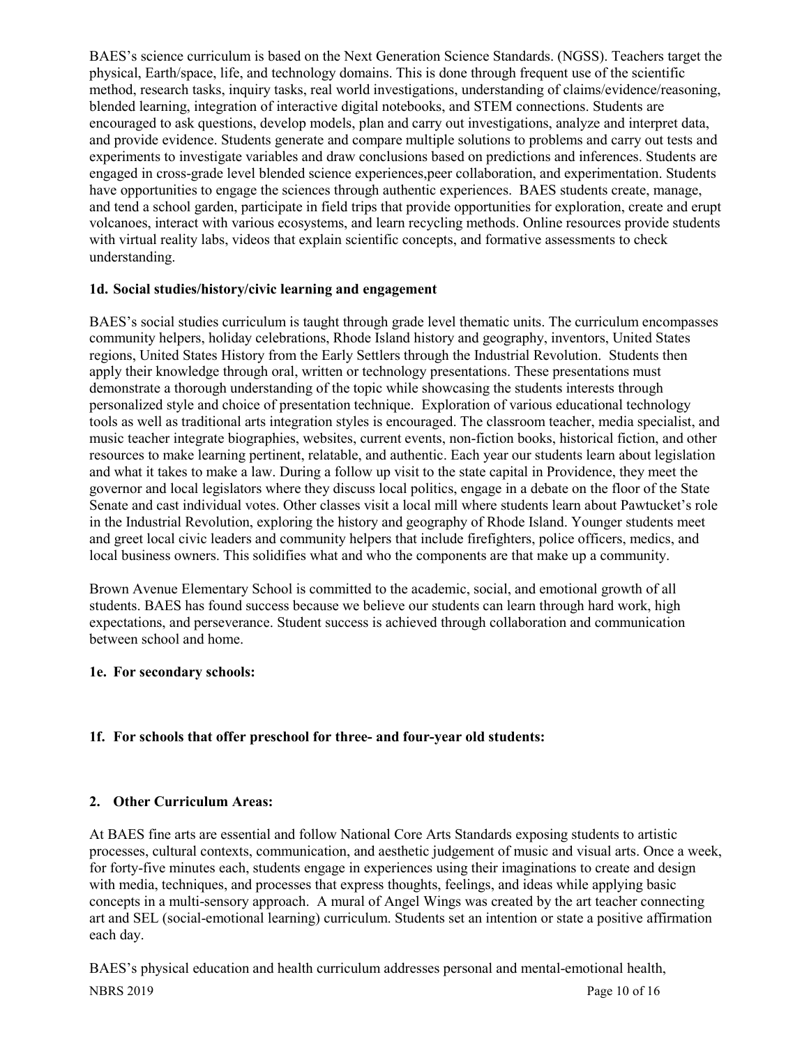BAES's science curriculum is based on the Next Generation Science Standards. (NGSS). Teachers target the physical, Earth/space, life, and technology domains. This is done through frequent use of the scientific method, research tasks, inquiry tasks, real world investigations, understanding of claims/evidence/reasoning, blended learning, integration of interactive digital notebooks, and STEM connections. Students are encouraged to ask questions, develop models, plan and carry out investigations, analyze and interpret data, and provide evidence. Students generate and compare multiple solutions to problems and carry out tests and experiments to investigate variables and draw conclusions based on predictions and inferences. Students are engaged in cross-grade level blended science experiences,peer collaboration, and experimentation. Students have opportunities to engage the sciences through authentic experiences. BAES students create, manage, and tend a school garden, participate in field trips that provide opportunities for exploration, create and erupt volcanoes, interact with various ecosystems, and learn recycling methods. Online resources provide students with virtual reality labs, videos that explain scientific concepts, and formative assessments to check understanding.

### 1d. Social studies/history/civic learning and engagement

BAES's social studies curriculum is taught through grade level thematic units. The curriculum encompasses community helpers, holiday celebrations, Rhode Island history and geography, inventors, United States regions, United States History from the Early Settlers through the Industrial Revolution. Students then apply their knowledge through oral, written or technology presentations. These presentations must demonstrate a thorough understanding of the topic while showcasing the students interests through personalized style and choice of presentation technique. Exploration of various educational technology tools as well as traditional arts integration styles is encouraged. The classroom teacher, media specialist, and music teacher integrate biographies, websites, current events, non-fiction books, historical fiction, and other resources to make learning pertinent, relatable, and authentic. Each year our students learn about legislation and what it takes to make a law. During a follow up visit to the state capital in Providence, they meet the governor and local legislators where they discuss local politics, engage in a debate on the floor of the State Senate and cast individual votes. Other classes visit a local mill where students learn about Pawtucket's role in the Industrial Revolution, exploring the history and geography of Rhode Island. Younger students meet and greet local civic leaders and community helpers that include firefighters, police officers, medics, and local business owners. This solidifies what and who the components are that make up a community.

Brown Avenue Elementary School is committed to the academic, social, and emotional growth of all students. BAES has found success because we believe our students can learn through hard work, high expectations, and perseverance. Student success is achieved through collaboration and communication between school and home.

### 1e. For secondary schools:

### 1f. For schools that offer preschool for three- and four-year old students:

### 2. Other Curriculum Areas:

At BAES fine arts are essential and follow National Core Arts Standards exposing students to artistic processes, cultural contexts, communication, and aesthetic judgement of music and visual arts. Once a week, for forty-five minutes each, students engage in experiences using their imaginations to create and design with media, techniques, and processes that express thoughts, feelings, and ideas while applying basic concepts in a multi-sensory approach. A mural of Angel Wings was created by the art teacher connecting art and SEL (social-emotional learning) curriculum. Students set an intention or state a positive affirmation each day.

BAES's physical education and health curriculum addresses personal and mental-emotional health,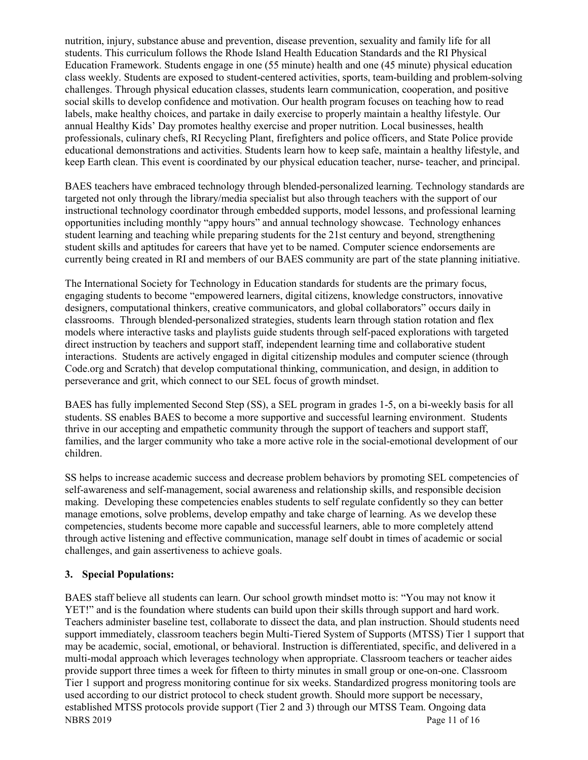nutrition, injury, substance abuse and prevention, disease prevention, sexuality and family life for all students. This curriculum follows the Rhode Island Health Education Standards and the RI Physical Education Framework. Students engage in one (55 minute) health and one (45 minute) physical education class weekly. Students are exposed to student-centered activities, sports, team-building and problem-solving challenges. Through physical education classes, students learn communication, cooperation, and positive social skills to develop confidence and motivation. Our health program focuses on teaching how to read labels, make healthy choices, and partake in daily exercise to properly maintain a healthy lifestyle. Our annual Healthy Kids' Day promotes healthy exercise and proper nutrition. Local businesses, health professionals, culinary chefs, RI Recycling Plant, firefighters and police officers, and State Police provide educational demonstrations and activities. Students learn how to keep safe, maintain a healthy lifestyle, and keep Earth clean. This event is coordinated by our physical education teacher, nurse- teacher, and principal.

BAES teachers have embraced technology through blended-personalized learning. Technology standards are targeted not only through the library/media specialist but also through teachers with the support of our instructional technology coordinator through embedded supports, model lessons, and professional learning opportunities including monthly "appy hours" and annual technology showcase. Technology enhances student learning and teaching while preparing students for the 21st century and beyond, strengthening student skills and aptitudes for careers that have yet to be named. Computer science endorsements are currently being created in RI and members of our BAES community are part of the state planning initiative.

The International Society for Technology in Education standards for students are the primary focus, engaging students to become "empowered learners, digital citizens, knowledge constructors, innovative designers, computational thinkers, creative communicators, and global collaborators" occurs daily in classrooms. Through blended-personalized strategies, students learn through station rotation and flex models where interactive tasks and playlists guide students through self-paced explorations with targeted direct instruction by teachers and support staff, independent learning time and collaborative student interactions. Students are actively engaged in digital citizenship modules and computer science (through Code.org and Scratch) that develop computational thinking, communication, and design, in addition to perseverance and grit, which connect to our SEL focus of growth mindset.

BAES has fully implemented Second Step (SS), a SEL program in grades 1-5, on a bi-weekly basis for all students. SS enables BAES to become a more supportive and successful learning environment. Students thrive in our accepting and empathetic community through the support of teachers and support staff, families, and the larger community who take a more active role in the social-emotional development of our children.

SS helps to increase academic success and decrease problem behaviors by promoting SEL competencies of self-awareness and self-management, social awareness and relationship skills, and responsible decision making. Developing these competencies enables students to self regulate confidently so they can better manage emotions, solve problems, develop empathy and take charge of learning. As we develop these competencies, students become more capable and successful learners, able to more completely attend through active listening and effective communication, manage self doubt in times of academic or social challenges, and gain assertiveness to achieve goals.

### 3. Special Populations:

BAES staff believe all students can learn. Our school growth mindset motto is: "You may not know it YET!" and is the foundation where students can build upon their skills through support and hard work. Teachers administer baseline test, collaborate to dissect the data, and plan instruction. Should students need support immediately, classroom teachers begin Multi-Tiered System of Supports (MTSS) Tier 1 support that may be academic, social, emotional, or behavioral. Instruction is differentiated, specific, and delivered in a multi-modal approach which leverages technology when appropriate. Classroom teachers or teacher aides provide support three times a week for fifteen to thirty minutes in small group or one-on-one. Classroom Tier 1 support and progress monitoring continue for six weeks. Standardized progress monitoring tools are used according to our district protocol to check student growth. Should more support be necessary, established MTSS protocols provide support (Tier 2 and 3) through our MTSS Team. Ongoing data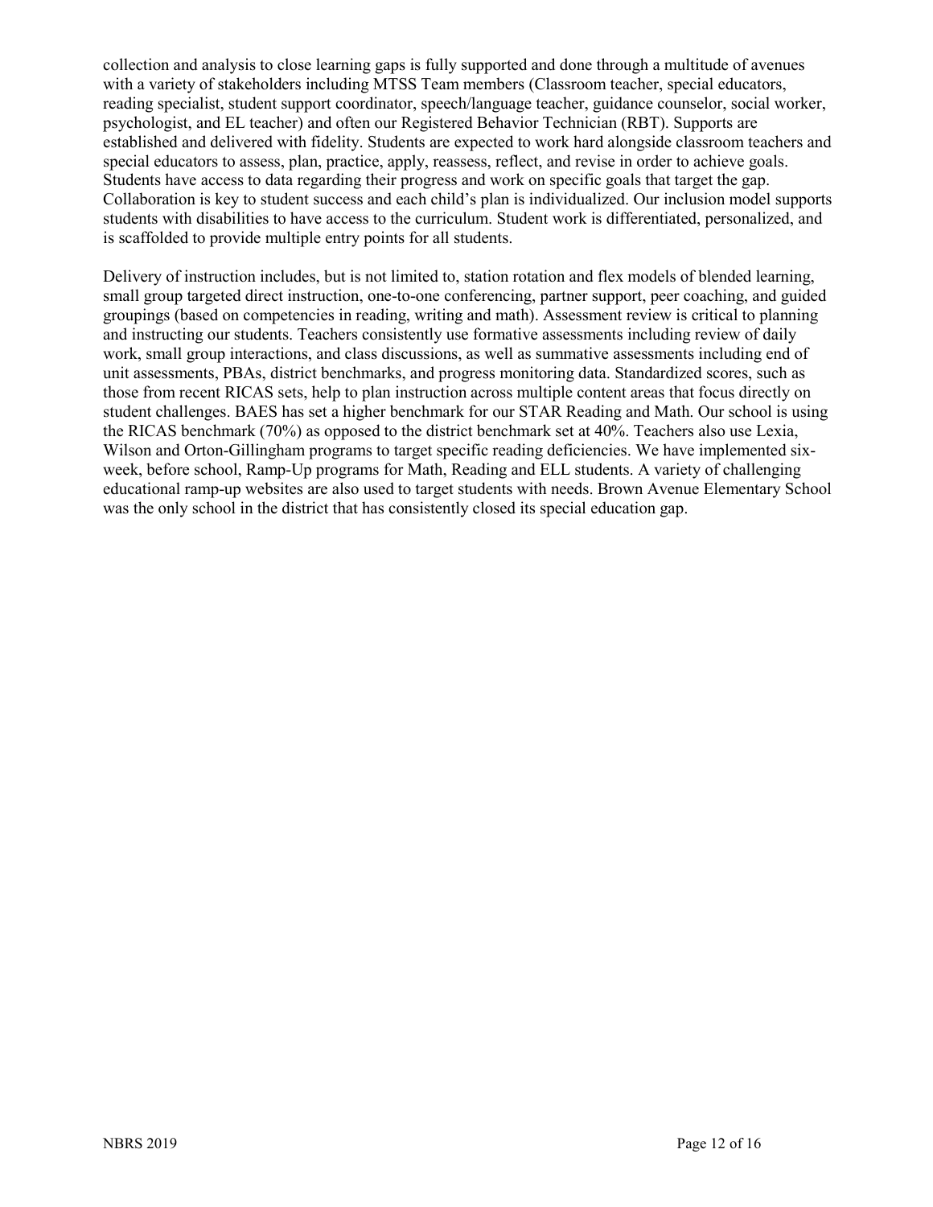collection and analysis to close learning gaps is fully supported and done through a multitude of avenues with a variety of stakeholders including MTSS Team members (Classroom teacher, special educators, reading specialist, student support coordinator, speech/language teacher, guidance counselor, social worker, psychologist, and EL teacher) and often our Registered Behavior Technician (RBT). Supports are established and delivered with fidelity. Students are expected to work hard alongside classroom teachers and special educators to assess, plan, practice, apply, reassess, reflect, and revise in order to achieve goals. Students have access to data regarding their progress and work on specific goals that target the gap. Collaboration is key to student success and each child's plan is individualized. Our inclusion model supports students with disabilities to have access to the curriculum. Student work is differentiated, personalized, and is scaffolded to provide multiple entry points for all students.

Delivery of instruction includes, but is not limited to, station rotation and flex models of blended learning, small group targeted direct instruction, one-to-one conferencing, partner support, peer coaching, and guided groupings (based on competencies in reading, writing and math). Assessment review is critical to planning and instructing our students. Teachers consistently use formative assessments including review of daily work, small group interactions, and class discussions, as well as summative assessments including end of unit assessments, PBAs, district benchmarks, and progress monitoring data. Standardized scores, such as those from recent RICAS sets, help to plan instruction across multiple content areas that focus directly on student challenges. BAES has set a higher benchmark for our STAR Reading and Math. Our school is using the RICAS benchmark (70%) as opposed to the district benchmark set at 40%. Teachers also use Lexia, Wilson and Orton-Gillingham programs to target specific reading deficiencies. We have implemented six-week, before school, Ramp-Up programs for Math, Reading and ELL students. A variety of challenging educational ramp-up websites are also used to target students with needs. Brown Avenue Elementary School was the only school in the district that has consistently closed its special education gap.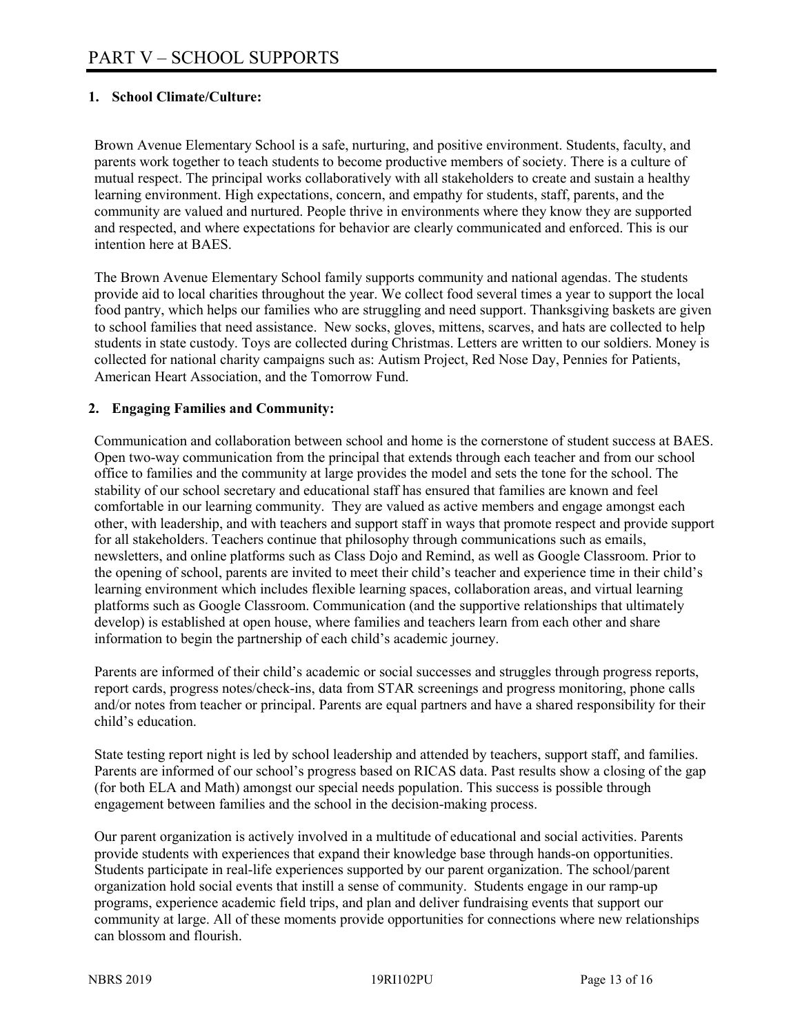# PART V – SCHOOL SUPPORTS

**1. School Climate/Culture:**

Brown Avenue Elementary School is a safe, nurturing, and positive environment. Students, faculty, and parents work together to teach students to become productive members of society. There is a culture of mutual respect. The principal works collaboratively with all stakeholders to create and sustain a healthy learning environment. High expectations, concern, and empathy for students, staff, parents, and the community are valued and nurtured. People thrive in environments where they know they are supported and respected, and where expectations for behavior are clearly communicated and enforced. This is our intention here at BAES.

The Brown Avenue Elementary School family supports community and national agendas. The students provide aid to local charities throughout the year. We collect food several times a year to support the local food pantry, which helps our families who are struggling and need support. Thanksgiving baskets are given to school families that need assistance. New socks, gloves, mittens, scarves, and hats are collected to help students in state custody. Toys are collected during Christmas. Letters are written to our soldiers. Money is collected for national charity campaigns such as: Autism Project, Red Nose Day, Pennies for Patients, American Heart Association, and the Tomorrow Fund.

**2. Engaging Families and Community:**

Communication and collaboration between school and home is the cornerstone of student success at BAES. Open two-way communication from the principal that extends through each teacher and from our school office to families and the community at large provides the model and sets the tone for the school. The stability of our school secretary and educational staff has ensured that families are known and feel comfortable in our learning community. They are valued as active members and engage amongst each other, with leadership, and with teachers and support staff in ways that promote respect and provide support for all stakeholders. Teachers continue that philosophy through communications such as emails, newsletters, and online platforms such as Class Dojo and Remind, as well as Google Classroom. Prior to the opening of school, parents are invited to meet their child's teacher and experience time in their child's learning environment which includes flexible learning spaces, collaboration areas, and virtual learning platforms such as Google Classroom. Communication (and the supportive relationships that ultimately develop) is established at open house, where families and teachers learn from each other and share information to begin the partnership of each child's academic journey.

Parents are informed of their child's academic or social successes and struggles through progress reports, report cards, progress notes/check-ins, data from STAR screenings and progress monitoring, phone calls and/or notes from teacher or principal. Parents are equal partners and have a shared responsibility for their child's education.

State testing report night is led by school leadership and attended by teachers, support staff, and families. Parents are informed of our school's progress based on RICAS data. Past results show a closing of the gap (for both ELA and Math) amongst our special needs population. This success is possible through engagement between families and the school in the decision-making process.

Our parent organization is actively involved in a multitude of educational and social activities. Parents provide students with experiences that expand their knowledge base through hands-on opportunities. Students participate in real-life experiences supported by our parent organization. The school/parent organization hold social events that instill a sense of community. Students engage in our ramp-up programs, experience academic field trips, and plan and deliver fundraising events that support our community at large. All of these moments provide opportunities for connections where new relationships can blossom and flourish.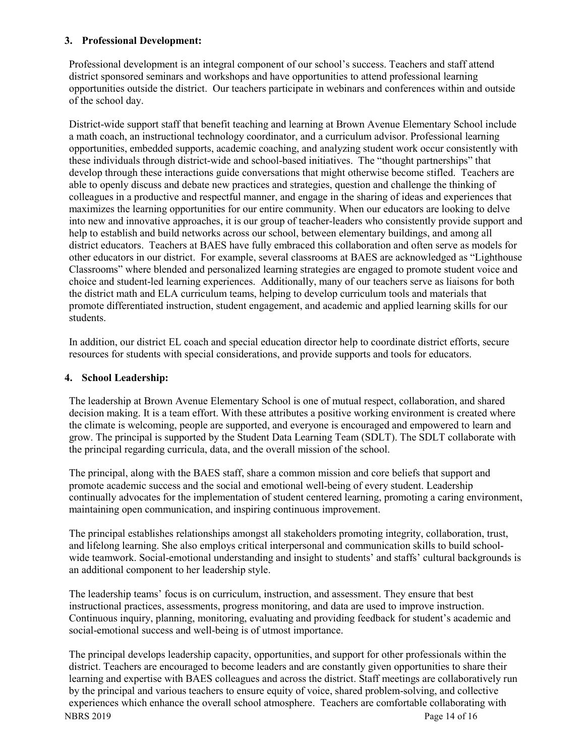**3. Professional Development:**

Professional development is an integral component of our school's success. Teachers and staff attend district sponsored seminars and workshops and have opportunities to attend professional learning opportunities outside the district. Our teachers participate in webinars and conferences within and outside of the school day.

District-wide support staff that benefit teaching and learning at Brown Avenue Elementary School include a math coach, an instructional technology coordinator, and a curriculum advisor. Professional learning opportunities, embedded supports, academic coaching, and analyzing student work occur consistently with these individuals through district-wide and school-based initiatives. The "thought partnerships" that develop through these interactions guide conversations that might otherwise become stifled. Teachers are able to openly discuss and debate new practices and strategies, question and challenge the thinking of colleagues in a productive and respectful manner, and engage in the sharing of ideas and experiences that maximizes the learning opportunities for our entire community. When our educators are looking to delve into new and innovative approaches, it is our group of teacher-leaders who consistently provide support and help to establish and build networks across our school, between elementary buildings, and among all district educators. Teachers at BAES have fully embraced this collaboration and often serve as models for other educators in our district. For example, several classrooms at BAES are acknowledged as "Lighthouse Classrooms" where blended and personalized learning strategies are engaged to promote student voice and choice and student-led learning experiences. Additionally, many of our teachers serve as liaisons for both the district math and ELA curriculum teams, helping to develop curriculum tools and materials that promote differentiated instruction, student engagement, and academic and applied learning skills for our students.

In addition, our district EL coach and special education director help to coordinate district efforts, secure resources for students with special considerations, and provide supports and tools for educators.

**4. School Leadership:**

The leadership at Brown Avenue Elementary School is one of mutual respect, collaboration, and shared decision making. It is a team effort. With these attributes a positive working environment is created where the climate is welcoming, people are supported, and everyone is encouraged and empowered to learn and grow. The principal is supported by the Student Data Learning Team (SDLT). The SDLT collaborate with the principal regarding curricula, data, and the overall mission of the school.

The principal, along with the BAES staff, share a common mission and core beliefs that support and promote academic success and the social and emotional well-being of every student. Leadership continually advocates for the implementation of student centered learning, promoting a caring environment, maintaining open communication, and inspiring continuous improvement.

The principal establishes relationships amongst all stakeholders promoting integrity, collaboration, trust, and lifelong learning. She also employs critical interpersonal and communication skills to build school-wide teamwork. Social-emotional understanding and insight to students' and staffs' cultural backgrounds is an additional component to her leadership style.

The leadership teams' focus is on curriculum, instruction, and assessment. They ensure that best instructional practices, assessments, progress monitoring, and data are used to improve instruction. Continuous inquiry, planning, monitoring, evaluating and providing feedback for student's academic and social-emotional success and well-being is of utmost importance.

The principal develops leadership capacity, opportunities, and support for other professionals within the district. Teachers are encouraged to become leaders and are constantly given opportunities to share their learning and expertise with BAES colleagues and across the district. Staff meetings are collaboratively run by the principal and various teachers to ensure equity of voice, shared problem-solving, and collective experiences which enhance the overall school atmosphere. Teachers are comfortable collaborating with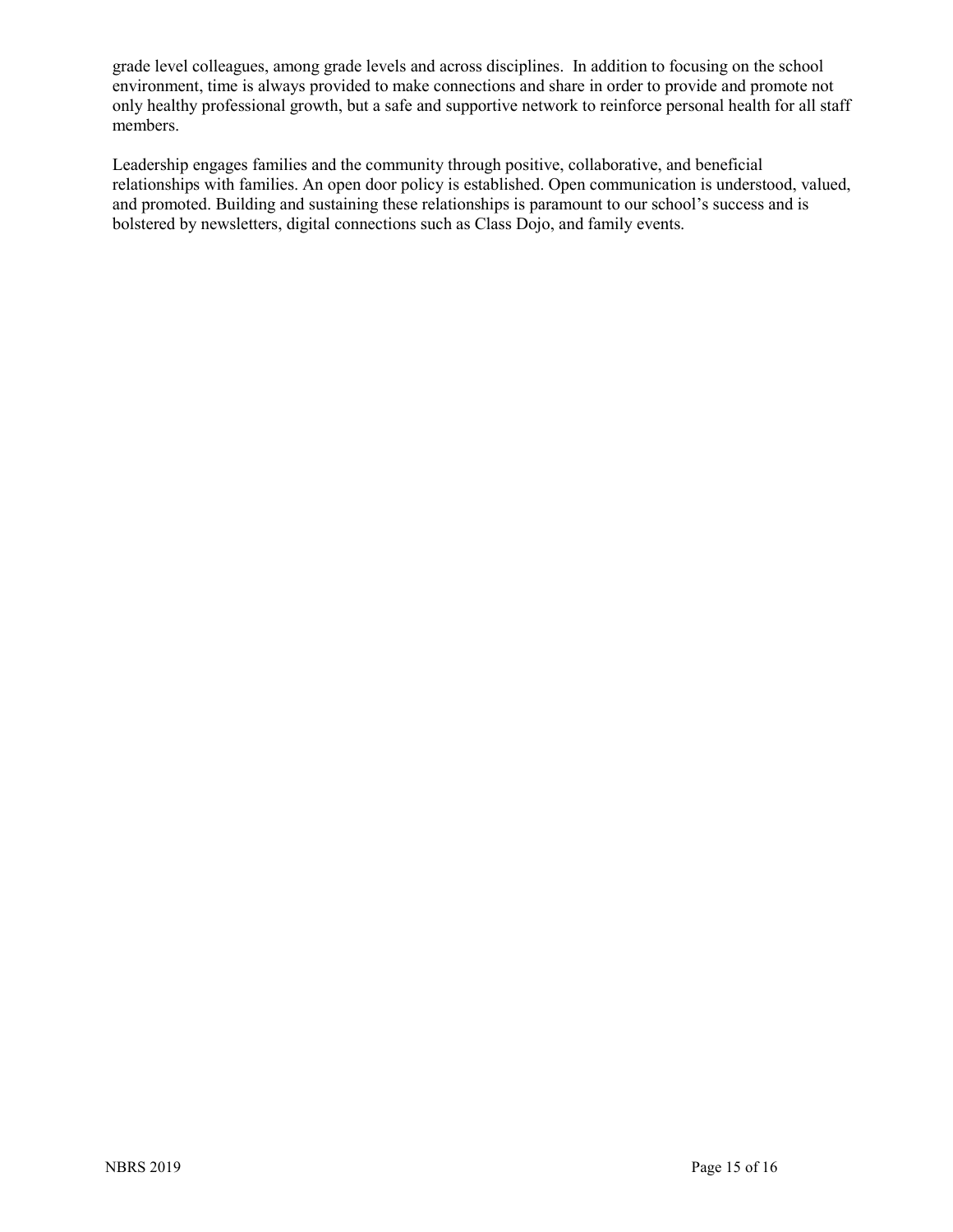grade level colleagues, among grade levels and across disciplines. In addition to focusing on the school environment, time is always provided to make connections and share in order to provide and promote not only healthy professional growth, but a safe and supportive network to reinforce personal health for all staff members.

Leadership engages families and the community through positive, collaborative, and beneficial relationships with families. An open door policy is established. Open communication is understood, valued, and promoted. Building and sustaining these relationships is paramount to our school's success and is bolstered by newsletters, digital connections such as Class Dojo, and family events.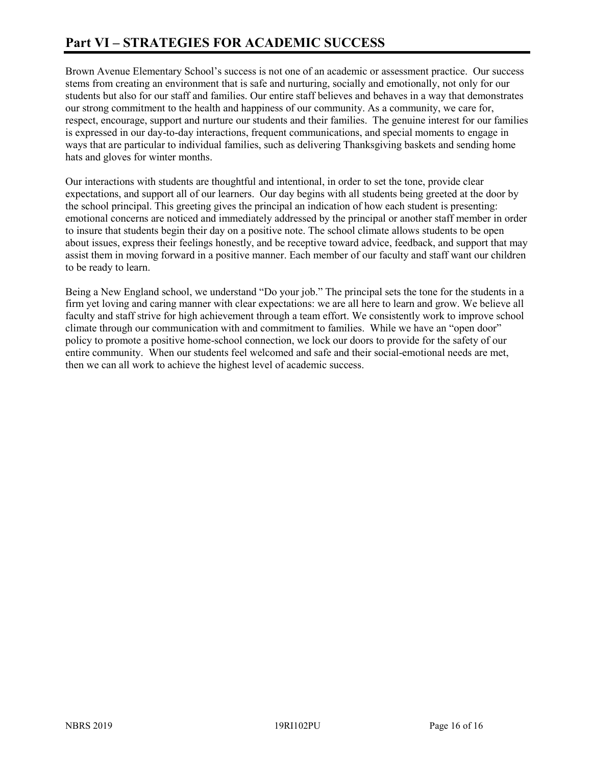# Part VI – STRATEGIES FOR ACADEMIC SUCCESS

Brown Avenue Elementary School's success is not one of an academic or assessment practice. Our success stems from creating an environment that is safe and nurturing, socially and emotionally, not only for our students but also for our staff and families. Our entire staff believes and behaves in a way that demonstrates our strong commitment to the health and happiness of our community. As a community, we care for, respect, encourage, support and nurture our students and their families. The genuine interest for our families is expressed in our day-to-day interactions, frequent communications, and special moments to engage in ways that are particular to individual families, such as delivering Thanksgiving baskets and sending home hats and gloves for winter months.

Our interactions with students are thoughtful and intentional, in order to set the tone, provide clear expectations, and support all of our learners. Our day begins with all students being greeted at the door by the school principal. This greeting gives the principal an indication of how each student is presenting: emotional concerns are noticed and immediately addressed by the principal or another staff member in order to insure that students begin their day on a positive note. The school climate allows students to be open about issues, express their feelings honestly, and be receptive toward advice, feedback, and support that may assist them in moving forward in a positive manner. Each member of our faculty and staff want our children to be ready to learn.

Being a New England school, we understand "Do your job." The principal sets the tone for the students in a firm yet loving and caring manner with clear expectations: we are all here to learn and grow. We believe all faculty and staff strive for high achievement through a team effort. We consistently work to improve school climate through our communication with and commitment to families. While we have an "open door" policy to promote a positive home-school connection, we lock our doors to provide for the safety of our entire community. When our students feel welcomed and safe and their social-emotional needs are met, then we can all work to achieve the highest level of academic success.